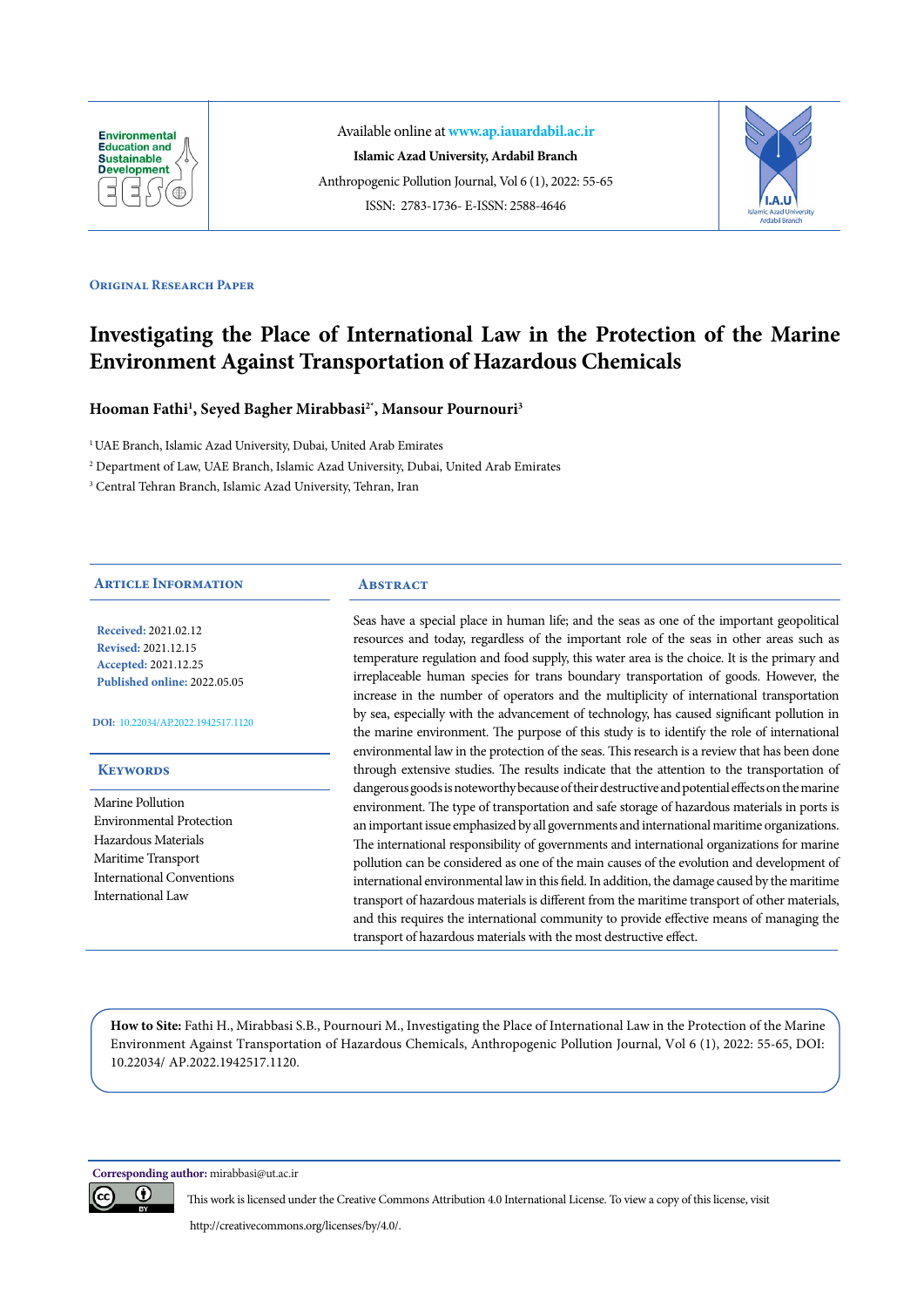Available online at www.ap.iauardabil.ac.ir

**Islamic Azad University, Ardabil Branch**

Anthropogenic Pollution Journal, Vol 6 (1), 2022: 55-65

ISSN: 2783-1736- E-ISSN: 2588-4646

ORIGINAL RESEARCH PAPER

# Investigating the Place of International Law in the Protection of the Marine Environment Against Transportation of Hazardous Chemicals

**Hooman Fathi[1], Seyed Bagher Mirabbasi[2*], Mansour Pournouri[3]**

[1] UAE Branch, Islamic Azad University, Dubai, United Arab Emirates

[2] Department of Law, UAE Branch, Islamic Azad University, Dubai, United Arab Emirates

[3] Central Tehran Branch, Islamic Azad University, Tehran, Iran

## Article Information

**Received:** 2021.02.12
**Revised:** 2021.12.15
**Accepted:** 2021.12.25
**Published online:** 2022.05.05

**DOI:** 10.22034/AP.2022.1942517.1120

## Keywords

Marine Pollution
Environmental Protection
Hazardous Materials
Maritime Transport
International Conventions
International Law

## Abstract

Seas have a special place in human life; and the seas as one of the important geopolitical resources and today, regardless of the important role of the seas in other areas such as temperature regulation and food supply, this water area is the choice. It is the primary and irreplaceable human species for trans boundary transportation of goods. However, the increase in the number of operators and the multiplicity of international transportation by sea, especially with the advancement of technology, has caused significant pollution in the marine environment. The purpose of this study is to identify the role of international environmental law in the protection of the seas. This research is a review that has been done through extensive studies. The results indicate that the attention to the transportation of dangerous goods is noteworthy because of their destructive and potential effects on the marine environment. The type of transportation and safe storage of hazardous materials in ports is an important issue emphasized by all governments and international maritime organizations. The international responsibility of governments and international organizations for marine pollution can be considered as one of the main causes of the evolution and development of international environmental law in this field. In addition, the damage caused by the maritime transport of hazardous materials is different from the maritime transport of other materials, and this requires the international community to provide effective means of managing the transport of hazardous materials with the most destructive effect.

**How to Site:** Fathi H., Mirabbasi S.B., Pournouri M., Investigating the Place of International Law in the Protection of the Marine Environment Against Transportation of Hazardous Chemicals, Anthropogenic Pollution Journal, Vol 6 (1), 2022: 55-65, DOI: 10.22034/ AP.2022.1942517.1120.

**Corresponding author:** mirabbasi@ut.ac.ir

This work is licensed under the Creative Commons Attribution 4.0 International License. To view a copy of this license, visit http://creativecommons.org/licenses/by/4.0/.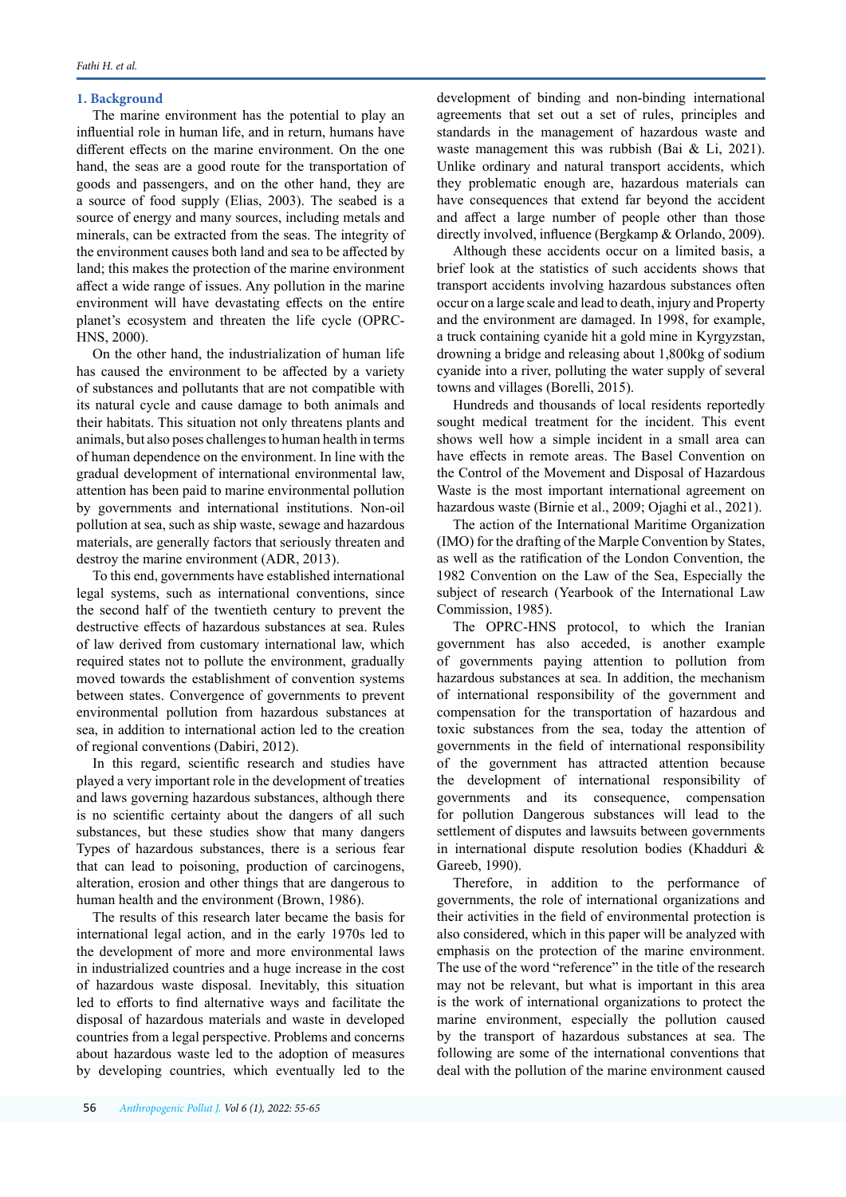## 1. Background

The marine environment has the potential to play an influential role in human life, and in return, humans have different effects on the marine environment. On the one hand, the seas are a good route for the transportation of goods and passengers, and on the other hand, they are a source of food supply (Elias, 2003). The seabed is a source of energy and many sources, including metals and minerals, can be extracted from the seas. The integrity of the environment causes both land and sea to be affected by land; this makes the protection of the marine environment affect a wide range of issues. Any pollution in the marine environment will have devastating effects on the entire planet's ecosystem and threaten the life cycle (OPRC-HNS, 2000).

On the other hand, the industrialization of human life has caused the environment to be affected by a variety of substances and pollutants that are not compatible with its natural cycle and cause damage to both animals and their habitats. This situation not only threatens plants and animals, but also poses challenges to human health in terms of human dependence on the environment. In line with the gradual development of international environmental law, attention has been paid to marine environmental pollution by governments and international institutions. Non-oil pollution at sea, such as ship waste, sewage and hazardous materials, are generally factors that seriously threaten and destroy the marine environment (ADR, 2013).

To this end, governments have established international legal systems, such as international conventions, since the second half of the twentieth century to prevent the destructive effects of hazardous substances at sea. Rules of law derived from customary international law, which required states not to pollute the environment, gradually moved towards the establishment of convention systems between states. Convergence of governments to prevent environmental pollution from hazardous substances at sea, in addition to international action led to the creation of regional conventions (Dabiri, 2012).

In this regard, scientific research and studies have played a very important role in the development of treaties and laws governing hazardous substances, although there is no scientific certainty about the dangers of all such substances, but these studies show that many dangers Types of hazardous substances, there is a serious fear that can lead to poisoning, production of carcinogens, alteration, erosion and other things that are dangerous to human health and the environment (Brown, 1986).

The results of this research later became the basis for international legal action, and in the early 1970s led to the development of more and more environmental laws in industrialized countries and a huge increase in the cost of hazardous waste disposal. Inevitably, this situation led to efforts to find alternative ways and facilitate the disposal of hazardous materials and waste in developed countries from a legal perspective. Problems and concerns about hazardous waste led to the adoption of measures by developing countries, which eventually led to the development of binding and non-binding international agreements that set out a set of rules, principles and standards in the management of hazardous waste and waste management this was rubbish (Bai & Li, 2021). Unlike ordinary and natural transport accidents, which they problematic enough are, hazardous materials can have consequences that extend far beyond the accident and affect a large number of people other than those directly involved, influence (Bergkamp & Orlando, 2009).

Although these accidents occur on a limited basis, a brief look at the statistics of such accidents shows that transport accidents involving hazardous substances often occur on a large scale and lead to death, injury and Property and the environment are damaged. In 1998, for example, a truck containing cyanide hit a gold mine in Kyrgyzstan, drowning a bridge and releasing about 1,800kg of sodium cyanide into a river, polluting the water supply of several towns and villages (Borelli, 2015).

Hundreds and thousands of local residents reportedly sought medical treatment for the incident. This event shows well how a simple incident in a small area can have effects in remote areas. The Basel Convention on the Control of the Movement and Disposal of Hazardous Waste is the most important international agreement on hazardous waste (Birnie et al., 2009; Ojaghi et al., 2021).

The action of the International Maritime Organization (IMO) for the drafting of the Marple Convention by States, as well as the ratification of the London Convention, the 1982 Convention on the Law of the Sea, Especially the subject of research (Yearbook of the International Law Commission, 1985).

The OPRC-HNS protocol, to which the Iranian government has also acceded, is another example of governments paying attention to pollution from hazardous substances at sea. In addition, the mechanism of international responsibility of the government and compensation for the transportation of hazardous and toxic substances from the sea, today the attention of governments in the field of international responsibility of the government has attracted attention because the development of international responsibility of governments and its consequence, compensation for pollution Dangerous substances will lead to the settlement of disputes and lawsuits between governments in international dispute resolution bodies (Khadduri & Gareeb, 1990).

Therefore, in addition to the performance of governments, the role of international organizations and their activities in the field of environmental protection is also considered, which in this paper will be analyzed with emphasis on the protection of the marine environment. The use of the word "reference" in the title of the research may not be relevant, but what is important in this area is the work of international organizations to protect the marine environment, especially the pollution caused by the transport of hazardous substances at sea. The following are some of the international conventions that deal with the pollution of the marine environment caused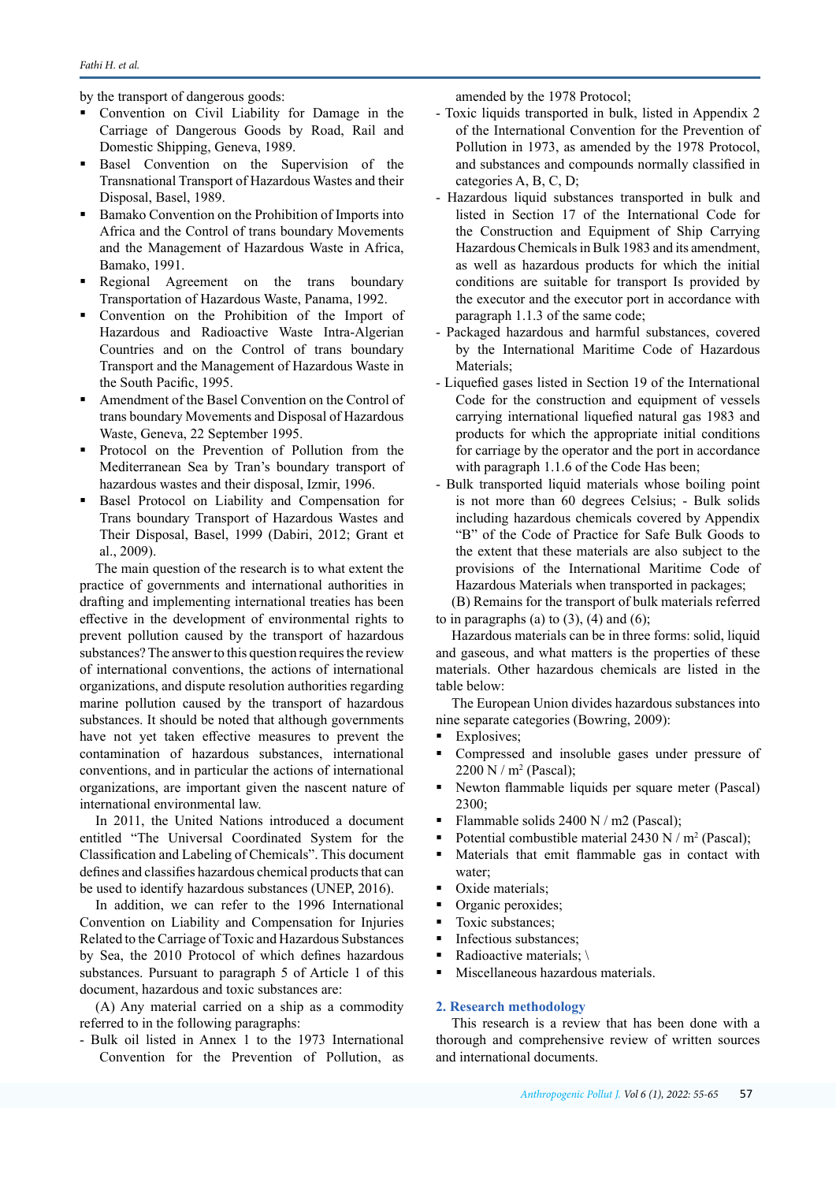by the transport of dangerous goods:

- Convention on Civil Liability for Damage in the Carriage of Dangerous Goods by Road, Rail and Domestic Shipping, Geneva, 1989.
- Basel Convention on the Supervision of the Transnational Transport of Hazardous Wastes and their Disposal, Basel, 1989.
- Bamako Convention on the Prohibition of Imports into Africa and the Control of trans boundary Movements and the Management of Hazardous Waste in Africa, Bamako, 1991.
- Regional Agreement on the trans boundary Transportation of Hazardous Waste, Panama, 1992.
- Convention on the Prohibition of the Import of Hazardous and Radioactive Waste Intra-Algerian Countries and on the Control of trans boundary Transport and the Management of Hazardous Waste in the South Pacific, 1995.
- Amendment of the Basel Convention on the Control of trans boundary Movements and Disposal of Hazardous Waste, Geneva, 22 September 1995.
- Protocol on the Prevention of Pollution from the Mediterranean Sea by Tran's boundary transport of hazardous wastes and their disposal, Izmir, 1996.
- Basel Protocol on Liability and Compensation for Trans boundary Transport of Hazardous Wastes and Their Disposal, Basel, 1999 (Dabiri, 2012; Grant et al., 2009).

The main question of the research is to what extent the practice of governments and international authorities in drafting and implementing international treaties has been effective in the development of environmental rights to prevent pollution caused by the transport of hazardous substances? The answer to this question requires the review of international conventions, the actions of international organizations, and dispute resolution authorities regarding marine pollution caused by the transport of hazardous substances. It should be noted that although governments have not yet taken effective measures to prevent the contamination of hazardous substances, international conventions, and in particular the actions of international organizations, are important given the nascent nature of international environmental law.

In 2011, the United Nations introduced a document entitled "The Universal Coordinated System for the Classification and Labeling of Chemicals". This document defines and classifies hazardous chemical products that can be used to identify hazardous substances (UNEP, 2016).

In addition, we can refer to the 1996 International Convention on Liability and Compensation for Injuries Related to the Carriage of Toxic and Hazardous Substances by Sea, the 2010 Protocol of which defines hazardous substances. Pursuant to paragraph 5 of Article 1 of this document, hazardous and toxic substances are:

(A) Any material carried on a ship as a commodity referred to in the following paragraphs:

- Bulk oil listed in Annex 1 to the 1973 International Convention for the Prevention of Pollution, as amended by the 1978 Protocol;
- Toxic liquids transported in bulk, listed in Appendix 2 of the International Convention for the Prevention of Pollution in 1973, as amended by the 1978 Protocol, and substances and compounds normally classified in categories A, B, C, D;
- Hazardous liquid substances transported in bulk and listed in Section 17 of the International Code for the Construction and Equipment of Ship Carrying Hazardous Chemicals in Bulk 1983 and its amendment, as well as hazardous products for which the initial conditions are suitable for transport Is provided by the executor and the executor port in accordance with paragraph 1.1.3 of the same code;
- Packaged hazardous and harmful substances, covered by the International Maritime Code of Hazardous Materials;
- Liquefied gases listed in Section 19 of the International Code for the construction and equipment of vessels carrying international liquefied natural gas 1983 and products for which the appropriate initial conditions for carriage by the operator and the port in accordance with paragraph 1.1.6 of the Code Has been;
- Bulk transported liquid materials whose boiling point is not more than 60 degrees Celsius; - Bulk solids including hazardous chemicals covered by Appendix "B" of the Code of Practice for Safe Bulk Goods to the extent that these materials are also subject to the provisions of the International Maritime Code of Hazardous Materials when transported in packages;

(B) Remains for the transport of bulk materials referred to in paragraphs (a) to (3), (4) and (6);

Hazardous materials can be in three forms: solid, liquid and gaseous, and what matters is the properties of these materials. Other hazardous chemicals are listed in the table below:

The European Union divides hazardous substances into nine separate categories (Bowring, 2009):

- Explosives;
- Compressed and insoluble gases under pressure of 2200 N / m$^2$ (Pascal);
- Newton flammable liquids per square meter (Pascal) 2300;
- Flammable solids 2400 N / m2 (Pascal);
- Potential combustible material 2430 N / m$^2$ (Pascal);
- Materials that emit flammable gas in contact with water;
- Oxide materials;
- Organic peroxides;
- Toxic substances;
- Infectious substances;
- Radioactive materials; \
- Miscellaneous hazardous materials.

## 2. Research methodology

This research is a review that has been done with a thorough and comprehensive review of written sources and international documents.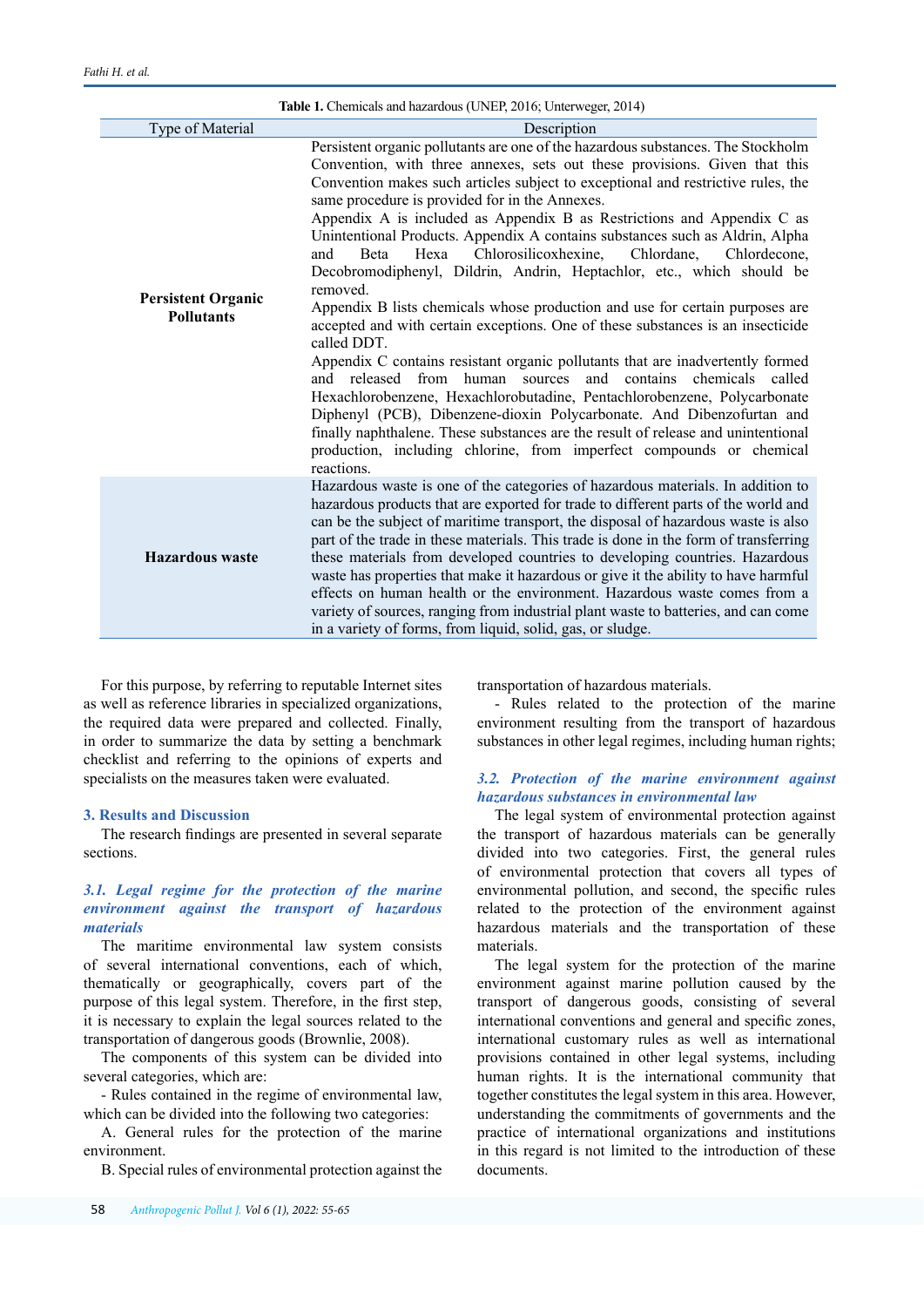**Table 1.** Chemicals and hazardous (UNEP, 2016; Unterweger, 2014)

| Type of Material | Description |
|---|---|
| **Persistent Organic Pollutants** | Persistent organic pollutants are one of the hazardous substances. The Stockholm Convention, with three annexes, sets out these provisions. Given that this Convention makes such articles subject to exceptional and restrictive rules, the same procedure is provided for in the Annexes. Appendix A is included as Appendix B as Restrictions and Appendix C as Unintentional Products. Appendix A contains substances such as Aldrin, Alpha and Beta Hexa Chlorosilicoxhexine, Chlordane, Chlordecone, Decobromodiphenyl, Dildrin, Andrin, Heptachlor, etc., which should be removed. Appendix B lists chemicals whose production and use for certain purposes are accepted and with certain exceptions. One of these substances is an insecticide called DDT. Appendix C contains resistant organic pollutants that are inadvertently formed and released from human sources and contains chemicals called Hexachlorobenzene, Hexachlorobutadine, Pentachlorobenzene, Polycarbonate Diphenyl (PCB), Dibenzene-dioxin Polycarbonate. And Dibenzofurtan and finally naphthalene. These substances are the result of release and unintentional production, including chlorine, from imperfect compounds or chemical reactions. |
| **Hazardous waste** | Hazardous waste is one of the categories of hazardous materials. In addition to hazardous products that are exported for trade to different parts of the world and can be the subject of maritime transport, the disposal of hazardous waste is also part of the trade in these materials. This trade is done in the form of transferring these materials from developed countries to developing countries. Hazardous waste has properties that make it hazardous or give it the ability to have harmful effects on human health or the environment. Hazardous waste comes from a variety of sources, ranging from industrial plant waste to batteries, and can come in a variety of forms, from liquid, solid, gas, or sludge. |

For this purpose, by referring to reputable Internet sites as well as reference libraries in specialized organizations, the required data were prepared and collected. Finally, in order to summarize the data by setting a benchmark checklist and referring to the opinions of experts and specialists on the measures taken were evaluated.

## 3. Results and Discussion

The research findings are presented in several separate sections.

### *3.1. Legal regime for the protection of the marine environment against the transport of hazardous materials*

The maritime environmental law system consists of several international conventions, each of which, thematically or geographically, covers part of the purpose of this legal system. Therefore, in the first step, it is necessary to explain the legal sources related to the transportation of dangerous goods (Brownlie, 2008).

The components of this system can be divided into several categories, which are:

- Rules contained in the regime of environmental law, which can be divided into the following two categories:

A. General rules for the protection of the marine environment.

B. Special rules of environmental protection against the transportation of hazardous materials.

- Rules related to the protection of the marine environment resulting from the transport of hazardous substances in other legal regimes, including human rights;

### *3.2. Protection of the marine environment against hazardous substances in environmental law*

The legal system of environmental protection against the transport of hazardous materials can be generally divided into two categories. First, the general rules of environmental protection that covers all types of environmental pollution, and second, the specific rules related to the protection of the environment against hazardous materials and the transportation of these materials.

The legal system for the protection of the marine environment against marine pollution caused by the transport of dangerous goods, consisting of several international conventions and general and specific zones, international customary rules as well as international provisions contained in other legal systems, including human rights. It is the international community that together constitutes the legal system in this area. However, understanding the commitments of governments and the practice of international organizations and institutions in this regard is not limited to the introduction of these documents.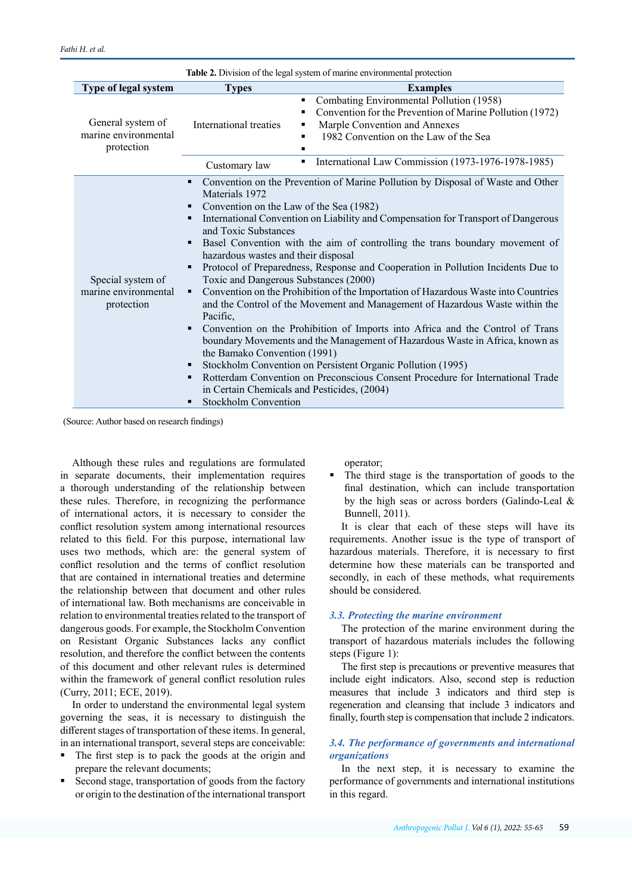**Table 2.** Division of the legal system of marine environmental protection

| Type of legal system | Types | Examples |
|---|---|---|
| General system of marine environmental protection | International treaties | ▪ Combating Environmental Pollution (1958)<br>▪ Convention for the Prevention of Marine Pollution (1972)<br>▪ Marple Convention and Annexes<br>▪ 1982 Convention on the Law of the Sea<br>▪ |
| | Customary law | ▪ International Law Commission (1973-1976-1978-1985) |
| Special system of marine environmental protection | | ▪ Convention on the Prevention of Marine Pollution by Disposal of Waste and Other Materials 1972<br>▪ Convention on the Law of the Sea (1982)<br>▪ International Convention on Liability and Compensation for Transport of Dangerous and Toxic Substances<br>▪ Basel Convention with the aim of controlling the trans boundary movement of hazardous wastes and their disposal<br>▪ Protocol of Preparedness, Response and Cooperation in Pollution Incidents Due to Toxic and Dangerous Substances (2000)<br>▪ Convention on the Prohibition of the Importation of Hazardous Waste into Countries and the Control of the Movement and Management of Hazardous Waste within the Pacific,<br>▪ Convention on the Prohibition of Imports into Africa and the Control of Trans boundary Movements and the Management of Hazardous Waste in Africa, known as the Bamako Convention (1991)<br>▪ Stockholm Convention on Persistent Organic Pollution (1995)<br>▪ Rotterdam Convention on Preconscious Consent Procedure for International Trade in Certain Chemicals and Pesticides, (2004)<br>▪ Stockholm Convention |

(Source: Author based on research findings)

Although these rules and regulations are formulated in separate documents, their implementation requires a thorough understanding of the relationship between these rules. Therefore, in recognizing the performance of international actors, it is necessary to consider the conflict resolution system among international resources related to this field. For this purpose, international law uses two methods, which are: the general system of conflict resolution and the terms of conflict resolution that are contained in international treaties and determine the relationship between that document and other rules of international law. Both mechanisms are conceivable in relation to environmental treaties related to the transport of dangerous goods. For example, the Stockholm Convention on Resistant Organic Substances lacks any conflict resolution, and therefore the conflict between the contents of this document and other relevant rules is determined within the framework of general conflict resolution rules (Curry, 2011; ECE, 2019).

In order to understand the environmental legal system governing the seas, it is necessary to distinguish the different stages of transportation of these items. In general, in an international transport, several steps are conceivable:

- The first step is to pack the goods at the origin and prepare the relevant documents;
- Second stage, transportation of goods from the factory or origin to the destination of the international transport operator;
- The third stage is the transportation of goods to the final destination, which can include transportation by the high seas or across borders (Galindo-Leal & Bunnell, 2011).

It is clear that each of these steps will have its requirements. Another issue is the type of transport of hazardous materials. Therefore, it is necessary to first determine how these materials can be transported and secondly, in each of these methods, what requirements should be considered.

### *3.3. Protecting the marine environment*

The protection of the marine environment during the transport of hazardous materials includes the following steps (Figure 1):

The first step is precautions or preventive measures that include eight indicators. Also, second step is reduction measures that include 3 indicators and third step is regeneration and cleansing that include 3 indicators and finally, fourth step is compensation that include 2 indicators.

### *3.4. The performance of governments and international organizations*

In the next step, it is necessary to examine the performance of governments and international institutions in this regard.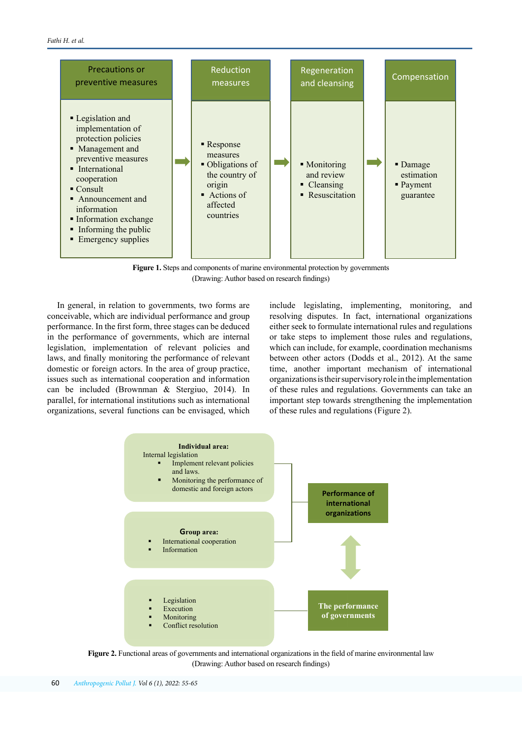Precautions or preventive measures

- Legislation and implementation of protection policies
- Management and preventive measures
- International cooperation
- Consult
- Announcement and information
- Information exchange
- Informing the public
- Emergency supplies

Reduction measures

- Response measures
- Obligations of the country of origin
- Actions of affected countries

Regeneration and cleansing

- Monitoring and review
- Cleansing
- Resuscitation

Compensation

- Damage estimation
- Payment guarantee

**Figure 1.** Steps and components of marine environmental protection by governments (Drawing: Author based on research findings)

In general, in relation to governments, two forms are conceivable, which are individual performance and group performance. In the first form, three stages can be deduced in the performance of governments, which are internal legislation, implementation of relevant policies and laws, and finally monitoring the performance of relevant domestic or foreign actors. In the area of group practice, issues such as international cooperation and information can be included (Brownman & Stergiuo, 2014). In parallel, for international institutions such as international organizations, several functions can be envisaged, which include legislating, implementing, monitoring, and resolving disputes. In fact, international organizations either seek to formulate international rules and regulations or take steps to implement those rules and regulations, which can include, for example, coordination mechanisms between other actors (Dodds et al., 2012). At the same time, another important mechanism of international organizations is their supervisory role in the implementation of these rules and regulations. Governments can take an important step towards strengthening the implementation of these rules and regulations (Figure 2).

**Individual area:**
Internal legislation

- Implement relevant policies and laws.
- Monitoring the performance of domestic and foreign actors

**Group area:**

- International cooperation
- Information

- Legislation
- Execution
- Monitoring
- Conflict resolution

Performance of international organizations

The performance of governments

**Figure 2.** Functional areas of governments and international organizations in the field of marine environmental law (Drawing: Author based on research findings)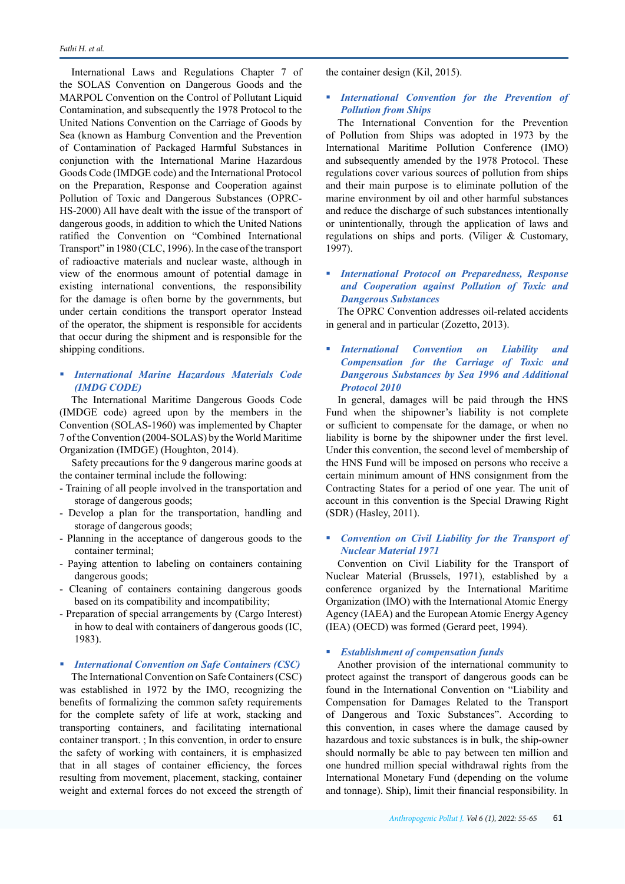International Laws and Regulations Chapter 7 of the SOLAS Convention on Dangerous Goods and the MARPOL Convention on the Control of Pollutant Liquid Contamination, and subsequently the 1978 Protocol to the United Nations Convention on the Carriage of Goods by Sea (known as Hamburg Convention and the Prevention of Contamination of Packaged Harmful Substances in conjunction with the International Marine Hazardous Goods Code (IMDGE code) and the International Protocol on the Preparation, Response and Cooperation against Pollution of Toxic and Dangerous Substances (OPRC-HS-2000) All have dealt with the issue of the transport of dangerous goods, in addition to which the United Nations ratified the Convention on "Combined International Transport" in 1980 (CLC, 1996). In the case of the transport of radioactive materials and nuclear waste, although in view of the enormous amount of potential damage in existing international conventions, the responsibility for the damage is often borne by the governments, but under certain conditions the transport operator Instead of the operator, the shipment is responsible for accidents that occur during the shipment and is responsible for the shipping conditions.

- ***International Marine Hazardous Materials Code (IMDG CODE)***

The International Maritime Dangerous Goods Code (IMDGE code) agreed upon by the members in the Convention (SOLAS-1960) was implemented by Chapter 7 of the Convention (2004-SOLAS) by the World Maritime Organization (IMDGE) (Houghton, 2014).

Safety precautions for the 9 dangerous marine goods at the container terminal include the following:

- Training of all people involved in the transportation and storage of dangerous goods;
- Develop a plan for the transportation, handling and storage of dangerous goods;
- Planning in the acceptance of dangerous goods to the container terminal;
- Paying attention to labeling on containers containing dangerous goods;
- Cleaning of containers containing dangerous goods based on its compatibility and incompatibility;
- Preparation of special arrangements by (Cargo Interest) in how to deal with containers of dangerous goods (IC, 1983).

- ***International Convention on Safe Containers (CSC)***

The International Convention on Safe Containers (CSC) was established in 1972 by the IMO, recognizing the benefits of formalizing the common safety requirements for the complete safety of life at work, stacking and transporting containers, and facilitating international container transport. ; In this convention, in order to ensure the safety of working with containers, it is emphasized that in all stages of container efficiency, the forces resulting from movement, placement, stacking, container weight and external forces do not exceed the strength of the container design (Kil, 2015).

- ***International Convention for the Prevention of Pollution from Ships***

The International Convention for the Prevention of Pollution from Ships was adopted in 1973 by the International Maritime Pollution Conference (IMO) and subsequently amended by the 1978 Protocol. These regulations cover various sources of pollution from ships and their main purpose is to eliminate pollution of the marine environment by oil and other harmful substances and reduce the discharge of such substances intentionally or unintentionally, through the application of laws and regulations on ships and ports. (Viliger & Customary, 1997).

- ***International Protocol on Preparedness, Response and Cooperation against Pollution of Toxic and Dangerous Substances***

The OPRC Convention addresses oil-related accidents in general and in particular (Zozetto, 2013).

- ***International Convention on Liability and Compensation for the Carriage of Toxic and Dangerous Substances by Sea 1996 and Additional Protocol 2010***

In general, damages will be paid through the HNS Fund when the shipowner's liability is not complete or sufficient to compensate for the damage, or when no liability is borne by the shipowner under the first level. Under this convention, the second level of membership of the HNS Fund will be imposed on persons who receive a certain minimum amount of HNS consignment from the Contracting States for a period of one year. The unit of account in this convention is the Special Drawing Right (SDR) (Hasley, 2011).

- ***Convention on Civil Liability for the Transport of Nuclear Material 1971***

Convention on Civil Liability for the Transport of Nuclear Material (Brussels, 1971), established by a conference organized by the International Maritime Organization (IMO) with the International Atomic Energy Agency (IAEA) and the European Atomic Energy Agency (IEA) (OECD) was formed (Gerard peet, 1994).

- ***Establishment of compensation funds***

Another provision of the international community to protect against the transport of dangerous goods can be found in the International Convention on "Liability and Compensation for Damages Related to the Transport of Dangerous and Toxic Substances". According to this convention, in cases where the damage caused by hazardous and toxic substances is in bulk, the ship-owner should normally be able to pay between ten million and one hundred million special withdrawal rights from the International Monetary Fund (depending on the volume and tonnage). Ship), limit their financial responsibility. In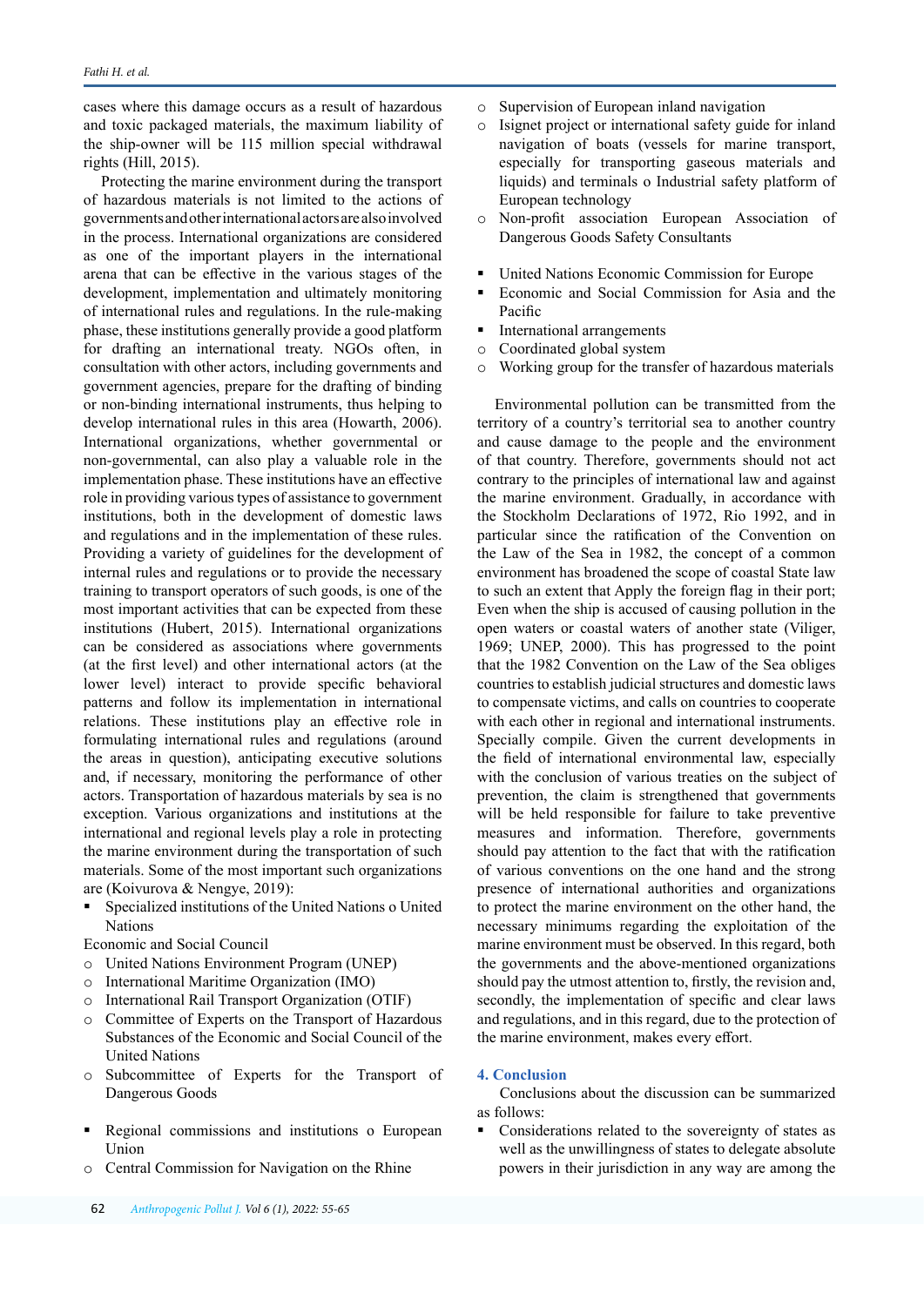cases where this damage occurs as a result of hazardous and toxic packaged materials, the maximum liability of the ship-owner will be 115 million special withdrawal rights (Hill, 2015).

Protecting the marine environment during the transport of hazardous materials is not limited to the actions of governments and other international actors are also involved in the process. International organizations are considered as one of the important players in the international arena that can be effective in the various stages of the development, implementation and ultimately monitoring of international rules and regulations. In the rule-making phase, these institutions generally provide a good platform for drafting an international treaty. NGOs often, in consultation with other actors, including governments and government agencies, prepare for the drafting of binding or non-binding international instruments, thus helping to develop international rules in this area (Howarth, 2006). International organizations, whether governmental or non-governmental, can also play a valuable role in the implementation phase. These institutions have an effective role in providing various types of assistance to government institutions, both in the development of domestic laws and regulations and in the implementation of these rules. Providing a variety of guidelines for the development of internal rules and regulations or to provide the necessary training to transport operators of such goods, is one of the most important activities that can be expected from these institutions (Hubert, 2015). International organizations can be considered as associations where governments (at the first level) and other international actors (at the lower level) interact to provide specific behavioral patterns and follow its implementation in international relations. These institutions play an effective role in formulating international rules and regulations (around the areas in question), anticipating executive solutions and, if necessary, monitoring the performance of other actors. Transportation of hazardous materials by sea is no exception. Various organizations and institutions at the international and regional levels play a role in protecting the marine environment during the transportation of such materials. Some of the most important such organizations are (Koivurova & Nengye, 2019):

- Specialized institutions of the United Nations o United Nations

Economic and Social Council

- United Nations Environment Program (UNEP)
- International Maritime Organization (IMO)
- International Rail Transport Organization (OTIF)
- Committee of Experts on the Transport of Hazardous Substances of the Economic and Social Council of the United Nations
- Subcommittee of Experts for the Transport of Dangerous Goods

- Regional commissions and institutions o European Union
- Central Commission for Navigation on the Rhine
- Supervision of European inland navigation
- Isignet project or international safety guide for inland navigation of boats (vessels for marine transport, especially for transporting gaseous materials and liquids) and terminals o Industrial safety platform of European technology
- Non-profit association European Association of Dangerous Goods Safety Consultants

- United Nations Economic Commission for Europe
- Economic and Social Commission for Asia and the Pacific
- International arrangements
- Coordinated global system
- Working group for the transfer of hazardous materials

Environmental pollution can be transmitted from the territory of a country's territorial sea to another country and cause damage to the people and the environment of that country. Therefore, governments should not act contrary to the principles of international law and against the marine environment. Gradually, in accordance with the Stockholm Declarations of 1972, Rio 1992, and in particular since the ratification of the Convention on the Law of the Sea in 1982, the concept of a common environment has broadened the scope of coastal State law to such an extent that Apply the foreign flag in their port; Even when the ship is accused of causing pollution in the open waters or coastal waters of another state (Viliger, 1969; UNEP, 2000). This has progressed to the point that the 1982 Convention on the Law of the Sea obliges countries to establish judicial structures and domestic laws to compensate victims, and calls on countries to cooperate with each other in regional and international instruments. Specially compile. Given the current developments in the field of international environmental law, especially with the conclusion of various treaties on the subject of prevention, the claim is strengthened that governments will be held responsible for failure to take preventive measures and information. Therefore, governments should pay attention to the fact that with the ratification of various conventions on the one hand and the strong presence of international authorities and organizations to protect the marine environment on the other hand, the necessary minimums regarding the exploitation of the marine environment must be observed. In this regard, both the governments and the above-mentioned organizations should pay the utmost attention to, firstly, the revision and, secondly, the implementation of specific and clear laws and regulations, and in this regard, due to the protection of the marine environment, makes every effort.

## 4. Conclusion

Conclusions about the discussion can be summarized as follows:

- Considerations related to the sovereignty of states as well as the unwillingness of states to delegate absolute powers in their jurisdiction in any way are among the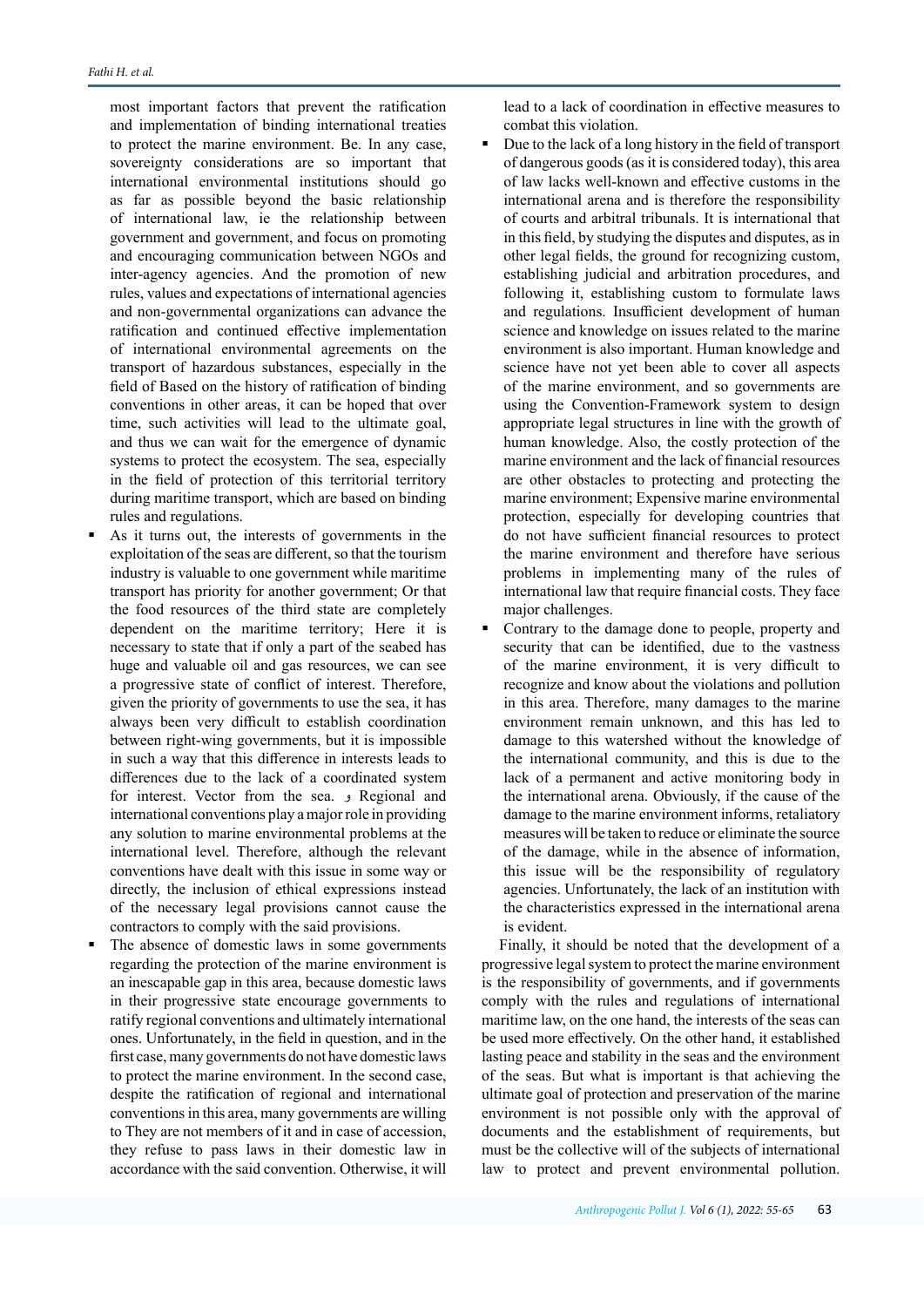most important factors that prevent the ratification and implementation of binding international treaties to protect the marine environment. Be. In any case, sovereignty considerations are so important that international environmental institutions should go as far as possible beyond the basic relationship of international law, ie the relationship between government and government, and focus on promoting and encouraging communication between NGOs and inter-agency agencies. And the promotion of new rules, values and expectations of international agencies and non-governmental organizations can advance the ratification and continued effective implementation of international environmental agreements on the transport of hazardous substances, especially in the field of Based on the history of ratification of binding conventions in other areas, it can be hoped that over time, such activities will lead to the ultimate goal, and thus we can wait for the emergence of dynamic systems to protect the ecosystem. The sea, especially in the field of protection of this territorial territory during maritime transport, which are based on binding rules and regulations.

- As it turns out, the interests of governments in the exploitation of the seas are different, so that the tourism industry is valuable to one government while maritime transport has priority for another government; Or that the food resources of the third state are completely dependent on the maritime territory; Here it is necessary to state that if only a part of the seabed has huge and valuable oil and gas resources, we can see a progressive state of conflict of interest. Therefore, given the priority of governments to use the sea, it has always been very difficult to establish coordination between right-wing governments, but it is impossible in such a way that this difference in interests leads to differences due to the lack of a coordinated system for interest. Vector from the sea. و Regional and international conventions play a major role in providing any solution to marine environmental problems at the international level. Therefore, although the relevant conventions have dealt with this issue in some way or directly, the inclusion of ethical expressions instead of the necessary legal provisions cannot cause the contractors to comply with the said provisions.
- The absence of domestic laws in some governments regarding the protection of the marine environment is an inescapable gap in this area, because domestic laws in their progressive state encourage governments to ratify regional conventions and ultimately international ones. Unfortunately, in the field in question, and in the first case, many governments do not have domestic laws to protect the marine environment. In the second case, despite the ratification of regional and international conventions in this area, many governments are willing to They are not members of it and in case of accession, they refuse to pass laws in their domestic law in accordance with the said convention. Otherwise, it will lead to a lack of coordination in effective measures to combat this violation.
- Due to the lack of a long history in the field of transport of dangerous goods (as it is considered today), this area of law lacks well-known and effective customs in the international arena and is therefore the responsibility of courts and arbitral tribunals. It is international that in this field, by studying the disputes and disputes, as in other legal fields, the ground for recognizing custom, establishing judicial and arbitration procedures, and following it, establishing custom to formulate laws and regulations. Insufficient development of human science and knowledge on issues related to the marine environment is also important. Human knowledge and science have not yet been able to cover all aspects of the marine environment, and so governments are using the Convention-Framework system to design appropriate legal structures in line with the growth of human knowledge. Also, the costly protection of the marine environment and the lack of financial resources are other obstacles to protecting and protecting the marine environment; Expensive marine environmental protection, especially for developing countries that do not have sufficient financial resources to protect the marine environment and therefore have serious problems in implementing many of the rules of international law that require financial costs. They face major challenges.
- Contrary to the damage done to people, property and security that can be identified, due to the vastness of the marine environment, it is very difficult to recognize and know about the violations and pollution in this area. Therefore, many damages to the marine environment remain unknown, and this has led to damage to this watershed without the knowledge of the international community, and this is due to the lack of a permanent and active monitoring body in the international arena. Obviously, if the cause of the damage to the marine environment informs, retaliatory measures will be taken to reduce or eliminate the source of the damage, while in the absence of information, this issue will be the responsibility of regulatory agencies. Unfortunately, the lack of an institution with the characteristics expressed in the international arena is evident.

Finally, it should be noted that the development of a progressive legal system to protect the marine environment is the responsibility of governments, and if governments comply with the rules and regulations of international maritime law, on the one hand, the interests of the seas can be used more effectively. On the other hand, it established lasting peace and stability in the seas and the environment of the seas. But what is important is that achieving the ultimate goal of protection and preservation of the marine environment is not possible only with the approval of documents and the establishment of requirements, but must be the collective will of the subjects of international law to protect and prevent environmental pollution.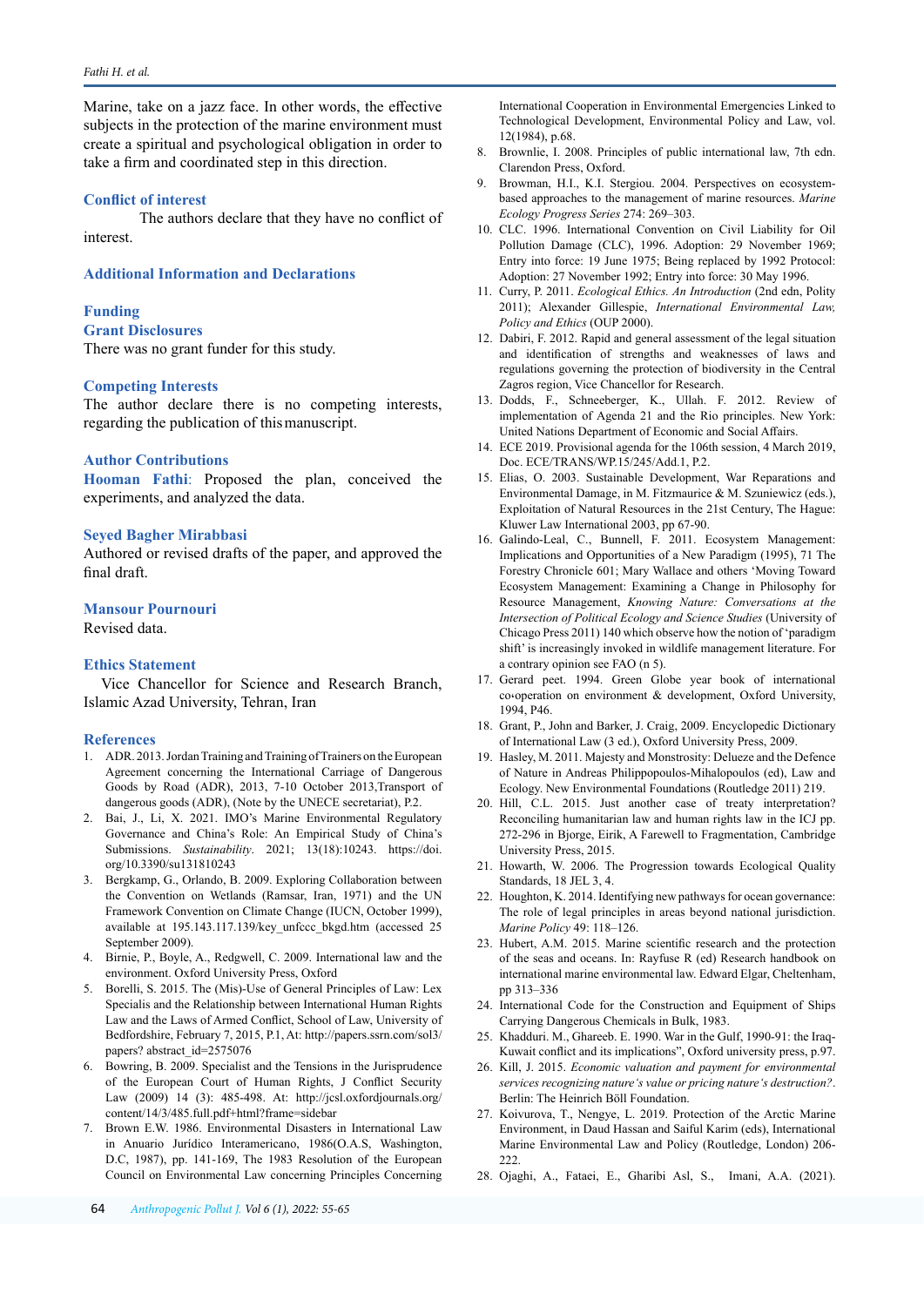Marine, take on a jazz face. In other words, the effective subjects in the protection of the marine environment must create a spiritual and psychological obligation in order to take a firm and coordinated step in this direction.

## Conflict of interest

The authors declare that they have no conflict of interest.

## Additional Information and Declarations

### Funding

### Grant Disclosures

There was no grant funder for this study.

### Competing Interests

The author declare there is no competing interests, regarding the publication of this manuscript.

### Author Contributions

**Hooman Fathi**: Proposed the plan, conceived the experiments, and analyzed the data.

**Seyed Bagher Mirabbasi**

Authored or revised drafts of the paper, and approved the final draft.

**Mansour Pournouri**

Revised data.

### Ethics Statement

Vice Chancellor for Science and Research Branch, Islamic Azad University, Tehran, Iran

## References

1. ADR. 2013. Jordan Training and Training of Trainers on the European Agreement concerning the International Carriage of Dangerous Goods by Road (ADR), 2013, 7-10 October 2013,Transport of dangerous goods (ADR), (Note by the UNECE secretariat), P.2.
2. Bai, J., Li, X. 2021. IMO's Marine Environmental Regulatory Governance and China's Role: An Empirical Study of China's Submissions. *Sustainability*. 2021; 13(18):10243. https://doi.org/10.3390/su131810243
3. Bergkamp, G., Orlando, B. 2009. Exploring Collaboration between the Convention on Wetlands (Ramsar, Iran, 1971) and the UN Framework Convention on Climate Change (IUCN, October 1999), available at 195.143.117.139/key_unfccc_bkgd.htm (accessed 25 September 2009).
4. Birnie, P., Boyle, A., Redgwell, C. 2009. International law and the environment. Oxford University Press, Oxford
5. Borelli, S. 2015. The (Mis)-Use of General Principles of Law: Lex Specialis and the Relationship between International Human Rights Law and the Laws of Armed Conflict, School of Law, University of Bedfordshire, February 7, 2015, P.1, At: http://papers.ssrn.com/sol3/papers? abstract_id=2575076
6. Bowring, B. 2009. Specialist and the Tensions in the Jurisprudence of the European Court of Human Rights, J Conflict Security Law (2009) 14 (3): 485-498. At: http://jcsl.oxfordjournals.org/content/14/3/485.full.pdf+html?frame=sidebar
7. Brown E.W. 1986. Environmental Disasters in International Law in Anuario Jurídico Interamericano, 1986(O.A.S, Washington, D.C, 1987), pp. 141-169, The 1983 Resolution of the European Council on Environmental Law concerning Principles Concerning International Cooperation in Environmental Emergencies Linked to Technological Development, Environmental Policy and Law, vol. 12(1984), p.68.
8. Brownlie, I. 2008. Principles of public international law, 7th edn. Clarendon Press, Oxford.
9. Browman, H.I., K.I. Stergiou. 2004. Perspectives on ecosystem-based approaches to the management of marine resources. *Marine Ecology Progress Series* 274: 269–303.
10. CLC. 1996. International Convention on Civil Liability for Oil Pollution Damage (CLC), 1996. Adoption: 29 November 1969; Entry into force: 19 June 1975; Being replaced by 1992 Protocol: Adoption: 27 November 1992; Entry into force: 30 May 1996.
11. Curry, P. 2011. *Ecological Ethics. An Introduction* (2nd edn, Polity 2011); Alexander Gillespie, *International Environmental Law, Policy and Ethics* (OUP 2000).
12. Dabiri, F. 2012. Rapid and general assessment of the legal situation and identification of strengths and weaknesses of laws and regulations governing the protection of biodiversity in the Central Zagros region, Vice Chancellor for Research.
13. Dodds, F., Schneeberger, K., Ullah. F. 2012. Review of implementation of Agenda 21 and the Rio principles. New York: United Nations Department of Economic and Social Affairs.
14. ECE 2019. Provisional agenda for the 106th session, 4 March 2019, Doc. ECE/TRANS/WP.15/245/Add.1, P.2.
15. Elias, O. 2003. Sustainable Development, War Reparations and Environmental Damage, in M. Fitzmaurice & M. Szuniewicz (eds.), Exploitation of Natural Resources in the 21st Century, The Hague: Kluwer Law International 2003, pp 67-90.
16. Galindo-Leal, C., Bunnell, F. 2011. Ecosystem Management: Implications and Opportunities of a New Paradigm (1995), 71 The Forestry Chronicle 601; Mary Wallace and others 'Moving Toward Ecosystem Management: Examining a Change in Philosophy for Resource Management, *Knowing Nature: Conversations at the Intersection of Political Ecology and Science Studies* (University of Chicago Press 2011) 140 which observe how the notion of 'paradigm shift' is increasingly invoked in wildlife management literature. For a contrary opinion see FAO (n 5).
17. Gerard peet. 1994. Green Globe year book of international co‹operation on environment & development, Oxford University, 1994, P46.
18. Grant, P., John and Barker, J. Craig, 2009. Encyclopedic Dictionary of International Law (3 ed.), Oxford University Press, 2009.
19. Hasley, M. 2011. Majesty and Monstrosity: Deleuze and the Defence of Nature in Andreas Philippopoulos-Mihalopoulos (ed), Law and Ecology. New Environmental Foundations (Routledge 2011) 219.
20. Hill, C.L. 2015. Just another case of treaty interpretation? Reconciling humanitarian law and human rights law in the ICJ pp. 272-296 in Bjorge, Eirik, A Farewell to Fragmentation, Cambridge University Press, 2015.
21. Howarth, W. 2006. The Progression towards Ecological Quality Standards, 18 JEL 3, 4.
22. Houghton, K. 2014. Identifying new pathways for ocean governance: The role of legal principles in areas beyond national jurisdiction. *Marine Policy* 49: 118–126.
23. Hubert, A.M. 2015. Marine scientific research and the protection of the seas and oceans. In: Rayfuse R (ed) Research handbook on international marine environmental law. Edward Elgar, Cheltenham, pp 313–336
24. International Code for the Construction and Equipment of Ships Carrying Dangerous Chemicals in Bulk, 1983.
25. Khadduri. M., Ghareeb. E. 1990. War in the Gulf, 1990-91: the Iraq-Kuwait conflict and its implications", Oxford university press, p.97.
26. Kill, J. 2015. *Economic valuation and payment for environmental services recognizing nature's value or pricing nature's destruction?*. Berlin: The Heinrich Böll Foundation.
27. Koivurova, T., Nengye, L. 2019. Protection of the Arctic Marine Environment, in Daud Hassan and Saiful Karim (eds), International Marine Environmental Law and Policy (Routledge, London) 206-222.
28. Ojaghi, A., Fataei, E., Gharibi Asl, S., Imani, A.A. (2021).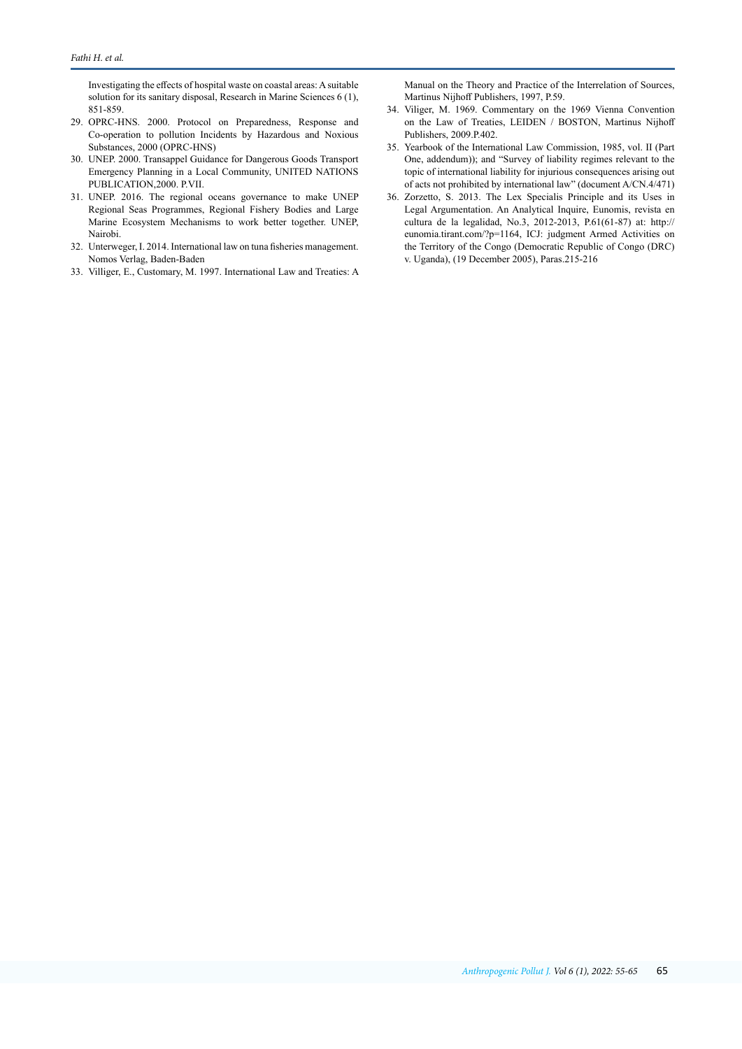Investigating the effects of hospital waste on coastal areas: A suitable solution for its sanitary disposal, Research in Marine Sciences 6 (1), 851-859.

29. OPRC-HNS. 2000. Protocol on Preparedness, Response and Co-operation to pollution Incidents by Hazardous and Noxious Substances, 2000 (OPRC-HNS)
30. UNEP. 2000. Transappel Guidance for Dangerous Goods Transport Emergency Planning in a Local Community, UNITED NATIONS PUBLICATION,2000. P.VII.
31. UNEP. 2016. The regional oceans governance to make UNEP Regional Seas Programmes, Regional Fishery Bodies and Large Marine Ecosystem Mechanisms to work better together. UNEP, Nairobi.
32. Unterweger, I. 2014. International law on tuna fisheries management. Nomos Verlag, Baden-Baden
33. Villiger, E., Customary, M. 1997. International Law and Treaties: A Manual on the Theory and Practice of the Interrelation of Sources, Martinus Nijhoff Publishers, 1997, P.59.
34. Viliger, M. 1969. Commentary on the 1969 Vienna Convention on the Law of Treaties, LEIDEN / BOSTON, Martinus Nijhoff Publishers, 2009.P.402.
35. Yearbook of the International Law Commission, 1985, vol. II (Part One, addendum)); and "Survey of liability regimes relevant to the topic of international liability for injurious consequences arising out of acts not prohibited by international law" (document A/CN.4/471)
36. Zorzetto, S. 2013. The Lex Specialis Principle and its Uses in Legal Argumentation. An Analytical Inquire, Eunomis, revista en cultura de la legalidad, No.3, 2012-2013, P.61(61-87) at: http://eunomia.tirant.com/?p=1164, ICJ: judgment Armed Activities on the Territory of the Congo (Democratic Republic of Congo (DRC) v. Uganda), (19 December 2005), Paras.215-216